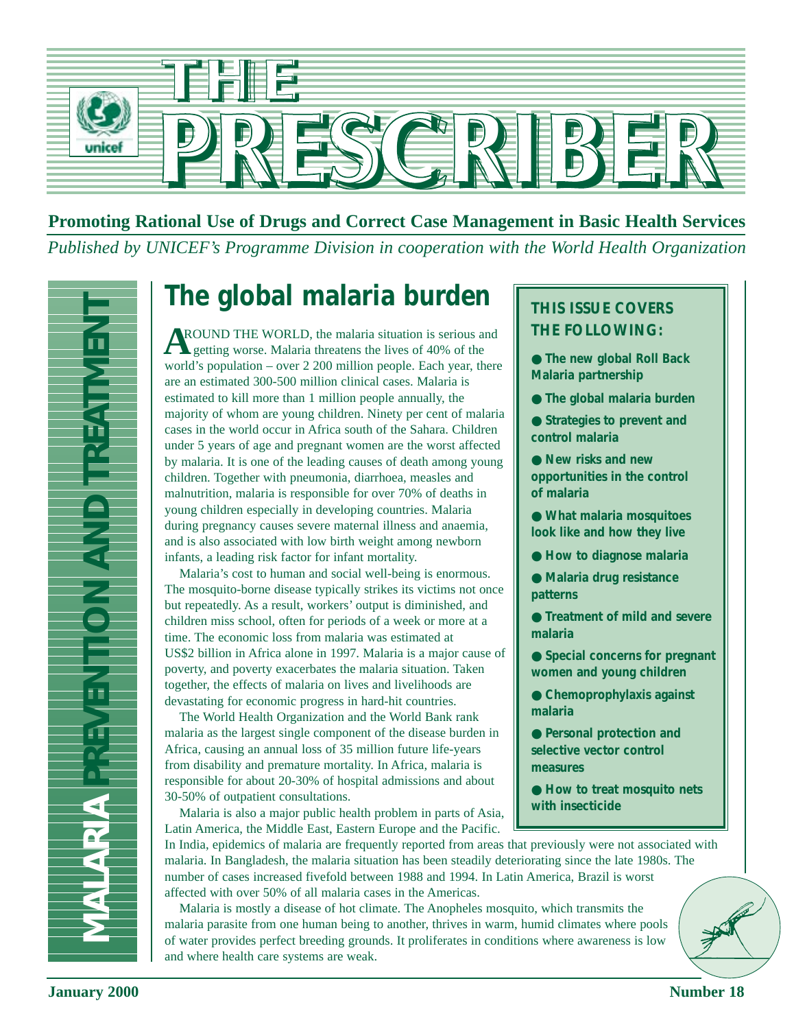# THE PRESCRIBER

**Promoting Rational Use of Drugs and Correct Case Management in Basic Health Services**

*Published by UNICEF's Programme Division in cooperation with the World Health Organization*

MALARIA PREVENTION AND TREATMENT

## The global malaria burden

AROUND THE WORLD, the malaria situation is serious and getting worse. Malaria threatens the lives of 40% of the world's population – over 2 200 million people. Each year, there are an estimated 300-500 million clinical cases. Malaria is estimated to kill more than 1 million people annually, the majority of whom are young children. Ninety per cent of malaria cases in the world occur in Africa south of the Sahara. Children under 5 years of age and pregnant women are the worst affected by malaria. It is one of the leading causes of death among young children. Together with pneumonia, diarrhoea, measles and malnutrition, malaria is responsible for over 70% of deaths in young children especially in developing countries. Malaria during pregnancy causes severe maternal illness and anaemia, and is also associated with low birth weight among newborn infants, a leading risk factor for infant mortality.

Malaria's cost to human and social well-being is enormous. The mosquito-borne disease typically strikes its victims not once but repeatedly. As a result, workers' output is diminished, and children miss school, often for periods of a week or more at a time. The economic loss from malaria was estimated at US$2 billion in Africa alone in 1997. Malaria is a major cause of poverty, and poverty exacerbates the malaria situation. Taken together, the effects of malaria on lives and livelihoods are devastating for economic progress in hard-hit countries.

The World Health Organization and the World Bank rank malaria as the largest single component of the disease burden in Africa, causing an annual loss of 35 million future life-years from disability and premature mortality. In Africa, malaria is responsible for about 20-30% of hospital admissions and about 30-50% of outpatient consultations.

Malaria is also a major public health problem in parts of Asia, Latin America, the Middle East, Eastern Europe and the Pacific. In India, epidemics of malaria are frequently reported from areas that previously were not associated with malaria. In Bangladesh, the malaria situation has been steadily deteriorating since the late 1980s. The number of cases increased fivefold between 1988 and 1994. In Latin America, Brazil is worst affected with over 50% of all malaria cases in the Americas.

Malaria is mostly a disease of hot climate. The Anopheles mosquito, which transmits the malaria parasite from one human being to another, thrives in warm, humid climates where pools of water provides perfect breeding grounds. It proliferates in conditions where awareness is low and where health care systems are weak.

**THIS ISSUE COVERS THE FOLLOWING:**

- **The new global Roll Back Malaria partnership**
- **The global malaria burden**
- **Strategies to prevent and control malaria**
- **New risks and new opportunities in the control of malaria**
- **What malaria mosquitoes look like and how they live**
- **How to diagnose malaria**
- **Malaria drug resistance patterns**
- **Treatment of mild and severe malaria**
- **Special concerns for pregnant women and young children**
- **Chemoprophylaxis against malaria**
- **Personal protection and selective vector control measures**
- **How to treat mosquito nets with insecticide**

January 2000 — Number 18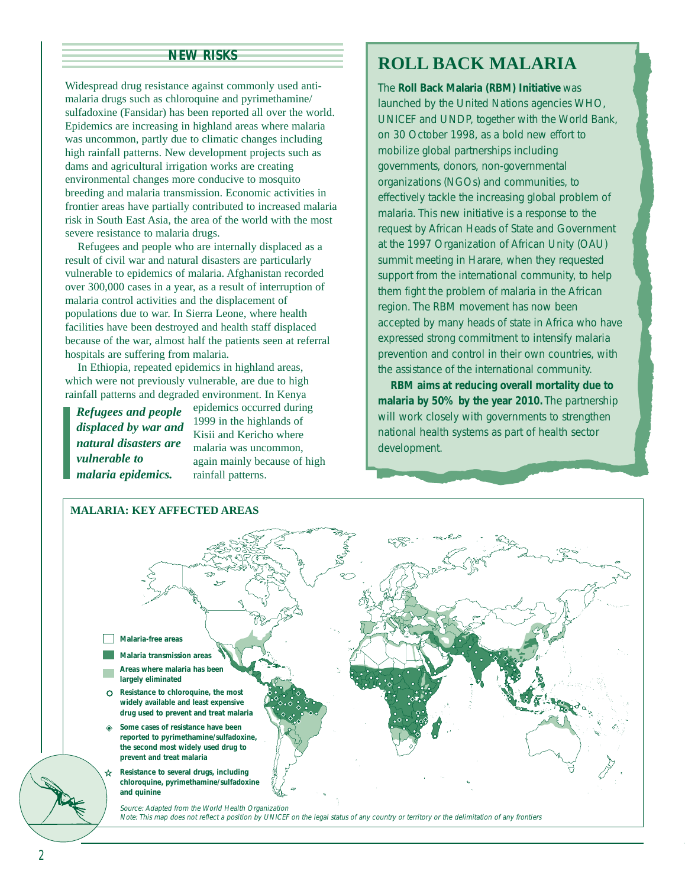## NEW RISKS

Widespread drug resistance against commonly used anti-malaria drugs such as chloroquine and pyrimethamine/sulfadoxine (Fansidar) has been reported all over the world. Epidemics are increasing in highland areas where malaria was uncommon, partly due to climatic changes including high rainfall patterns. New development projects such as dams and agricultural irrigation works are creating environmental changes more conducive to mosquito breeding and malaria transmission. Economic activities in frontier areas have partially contributed to increased malaria risk in South East Asia, the area of the world with the most severe resistance to malaria drugs.

Refugees and people who are internally displaced as a result of civil war and natural disasters are particularly vulnerable to epidemics of malaria. Afghanistan recorded over 300,000 cases in a year, as a result of interruption of malaria control activities and the displacement of populations due to war. In Sierra Leone, where health facilities have been destroyed and health staff displaced because of the war, almost half the patients seen at referral hospitals are suffering from malaria.

In Ethiopia, repeated epidemics in highland areas, which were not previously vulnerable, are due to high rainfall patterns and degraded environment. In Kenya epidemics occurred during 1999 in the highlands of Kisii and Kericho where malaria was uncommon, again mainly because of high rainfall patterns.

> ***Refugees and people displaced by war and natural disasters are vulnerable to malaria epidemics.***

## ROLL BACK MALARIA

The **Roll Back Malaria (RBM) Initiative** was launched by the United Nations agencies WHO, UNICEF and UNDP, together with the World Bank, on 30 October 1998, as a bold new effort to mobilize global partnerships including governments, donors, non-governmental organizations (NGOs) and communities, to effectively tackle the increasing global problem of malaria. This new initiative is a response to the request by African Heads of State and Government at the 1997 Organization of African Unity (OAU) summit meeting in Harare, when they requested support from the international community, to help them fight the problem of malaria in the African region. The RBM movement has now been accepted by many heads of state in Africa who have expressed strong commitment to intensify malaria prevention and control in their own countries, with the assistance of the international community.

**RBM aims at reducing overall mortality due to malaria by 50% by the year 2010.** The partnership will work closely with governments to strengthen national health systems as part of health sector development.

### MALARIA: KEY AFFECTED AREAS

- Malaria-free areas
- Malaria transmission areas
- Areas where malaria has been largely eliminated
- Resistance to chloroquine, the most widely available and least expensive drug used to prevent and treat malaria
- Some cases of resistance have been reported to pyrimethamine/sulfadoxine, the second most widely used drug to prevent and treat malaria
- Resistance to several drugs, including chloroquine, pyrimethamine/sulfadoxine and quinine

*Source: Adapted from the World Health Organization*

*Note: This map does not reflect a position by UNICEF on the legal status of any country or territory or the delimitation of any frontiers*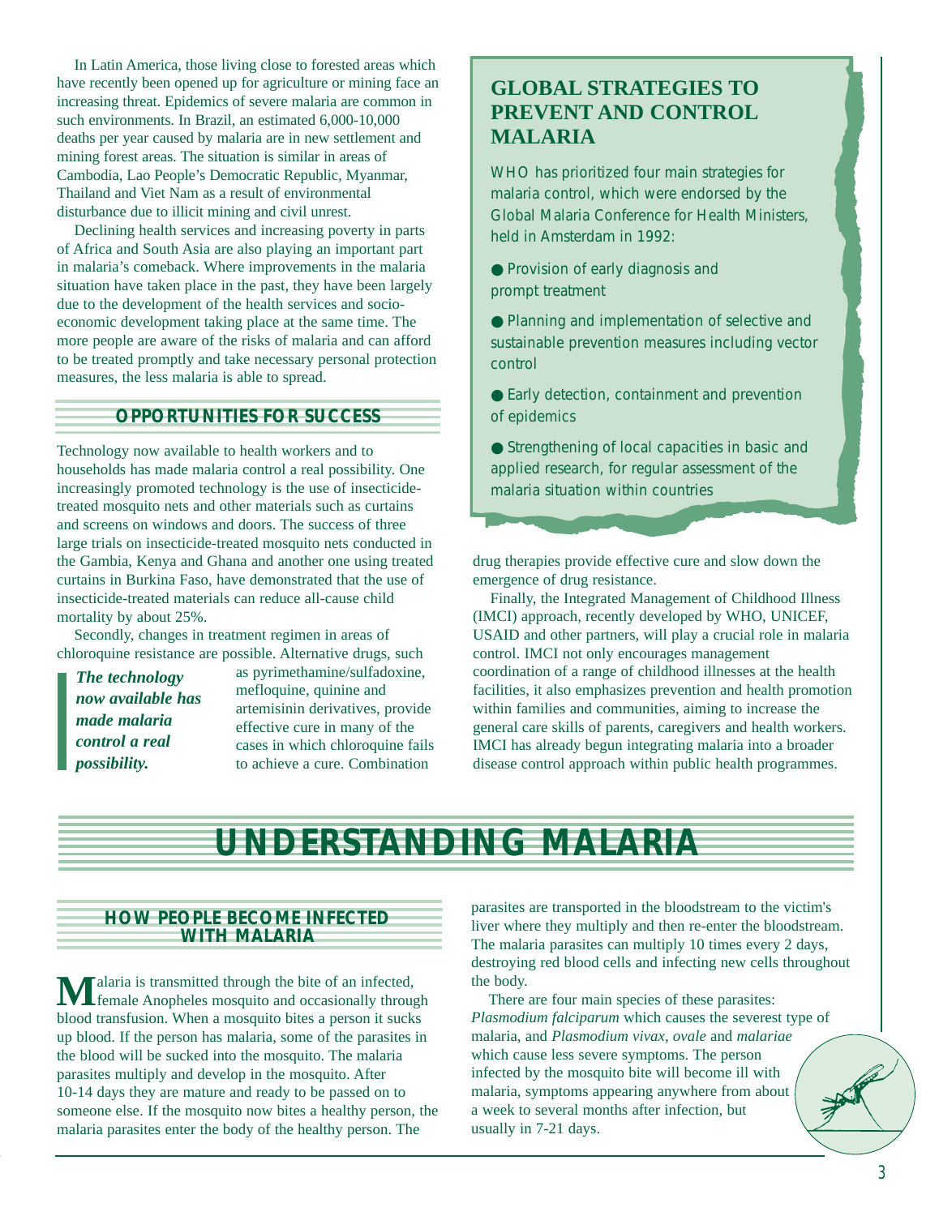In Latin America, those living close to forested areas which have recently been opened up for agriculture or mining face an increasing threat. Epidemics of severe malaria are common in such environments. In Brazil, an estimated 6,000-10,000 deaths per year caused by malaria are in new settlement and mining forest areas. The situation is similar in areas of Cambodia, Lao People's Democratic Republic, Myanmar, Thailand and Viet Nam as a result of environmental disturbance due to illicit mining and civil unrest.

Declining health services and increasing poverty in parts of Africa and South Asia are also playing an important part in malaria's comeback. Where improvements in the malaria situation have taken place in the past, they have been largely due to the development of the health services and socio-economic development taking place at the same time. The more people are aware of the risks of malaria and can afford to be treated promptly and take necessary personal protection measures, the less malaria is able to spread.

## OPPORTUNITIES FOR SUCCESS

Technology now available to health workers and to households has made malaria control a real possibility. One increasingly promoted technology is the use of insecticide-treated mosquito nets and other materials such as curtains and screens on windows and doors. The success of three large trials on insecticide-treated mosquito nets conducted in the Gambia, Kenya and Ghana and another one using treated curtains in Burkina Faso, have demonstrated that the use of insecticide-treated materials can reduce all-cause child mortality by about 25%.

Secondly, changes in treatment regimen in areas of chloroquine resistance are possible. Alternative drugs, such as pyrimethamine/sulfadoxine, mefloquine, quinine and artemisinin derivatives, provide effective cure in many of the cases in which chloroquine fails to achieve a cure. Combination drug therapies provide effective cure and slow down the emergence of drug resistance.

> ***The technology now available has made malaria control a real possibility.***

Finally, the Integrated Management of Childhood Illness (IMCI) approach, recently developed by WHO, UNICEF, USAID and other partners, will play a crucial role in malaria control. IMCI not only encourages management coordination of a range of childhood illnesses at the health facilities, it also emphasizes prevention and health promotion within families and communities, aiming to increase the general care skills of parents, caregivers and health workers. IMCI has already begun integrating malaria into a broader disease control approach within public health programmes.

## GLOBAL STRATEGIES TO PREVENT AND CONTROL MALARIA

WHO has prioritized four main strategies for malaria control, which were endorsed by the Global Malaria Conference for Health Ministers, held in Amsterdam in 1992:

- Provision of early diagnosis and prompt treatment
- Planning and implementation of selective and sustainable prevention measures including vector control
- Early detection, containment and prevention of epidemics
- Strengthening of local capacities in basic and applied research, for regular assessment of the malaria situation within countries

# UNDERSTANDING MALARIA

## HOW PEOPLE BECOME INFECTED WITH MALARIA

Malaria is transmitted through the bite of an infected, female Anopheles mosquito and occasionally through blood transfusion. When a mosquito bites a person it sucks up blood. If the person has malaria, some of the parasites in the blood will be sucked into the mosquito. The malaria parasites multiply and develop in the mosquito. After 10-14 days they are mature and ready to be passed on to someone else. If the mosquito now bites a healthy person, the malaria parasites enter the body of the healthy person. The parasites are transported in the bloodstream to the victim's liver where they multiply and then re-enter the bloodstream. The malaria parasites can multiply 10 times every 2 days, destroying red blood cells and infecting new cells throughout the body.

There are four main species of these parasites: *Plasmodium falciparum* which causes the severest type of malaria, and *Plasmodium vivax*, *ovale* and *malariae* which cause less severe symptoms. The person infected by the mosquito bite will become ill with malaria, symptoms appearing anywhere from about a week to several months after infection, but usually in 7-21 days.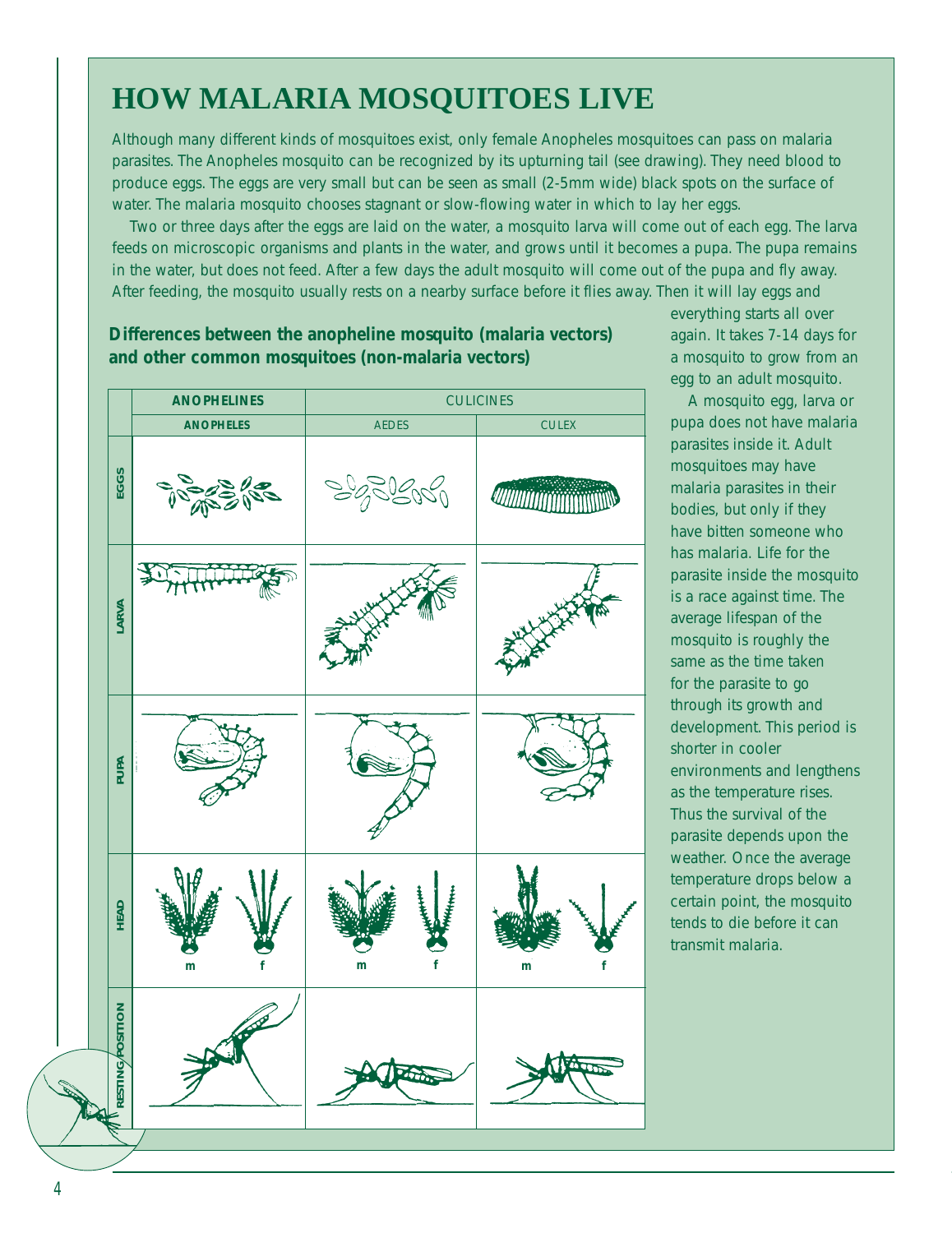# HOW MALARIA MOSQUITOES LIVE

Although many different kinds of mosquitoes exist, only female Anopheles mosquitoes can pass on malaria parasites. The Anopheles mosquito can be recognized by its upturning tail (see drawing). They need blood to produce eggs. The eggs are very small but can be seen as small (2-5mm wide) black spots on the surface of water. The malaria mosquito chooses stagnant or slow-flowing water in which to lay her eggs.

Two or three days after the eggs are laid on the water, a mosquito larva will come out of each egg. The larva feeds on microscopic organisms and plants in the water, and grows until it becomes a pupa. The pupa remains in the water, but does not feed. After a few days the adult mosquito will come out of the pupa and fly away. After feeding, the mosquito usually rests on a nearby surface before it flies away. Then it will lay eggs and everything starts all over again. It takes 7-14 days for a mosquito to grow from an egg to an adult mosquito.

A mosquito egg, larva or pupa does not have malaria parasites inside it. Adult mosquitoes may have malaria parasites in their bodies, but only if they have bitten someone who has malaria. Life for the parasite inside the mosquito is a race against time. The average lifespan of the mosquito is roughly the same as the time taken for the parasite to go through its growth and development. This period is shorter in cooler environments and lengthens as the temperature rises. Thus the survival of the parasite depends upon the weather. Once the average temperature drops below a certain point, the mosquito tends to die before it can transmit malaria.

**Differences between the anopheline mosquito (malaria vectors) and other common mosquitoes (non-malaria vectors)**

| | ANOPHELINES | CULICINES | |
|---|---|---|---|
| | ANOPHELES | AEDES | CULEX |
| EGGS | | | |
| LARVA | | | |
| PUPA | | | |
| HEAD | m f | m f | m f |
| RESTING POSITION | | | |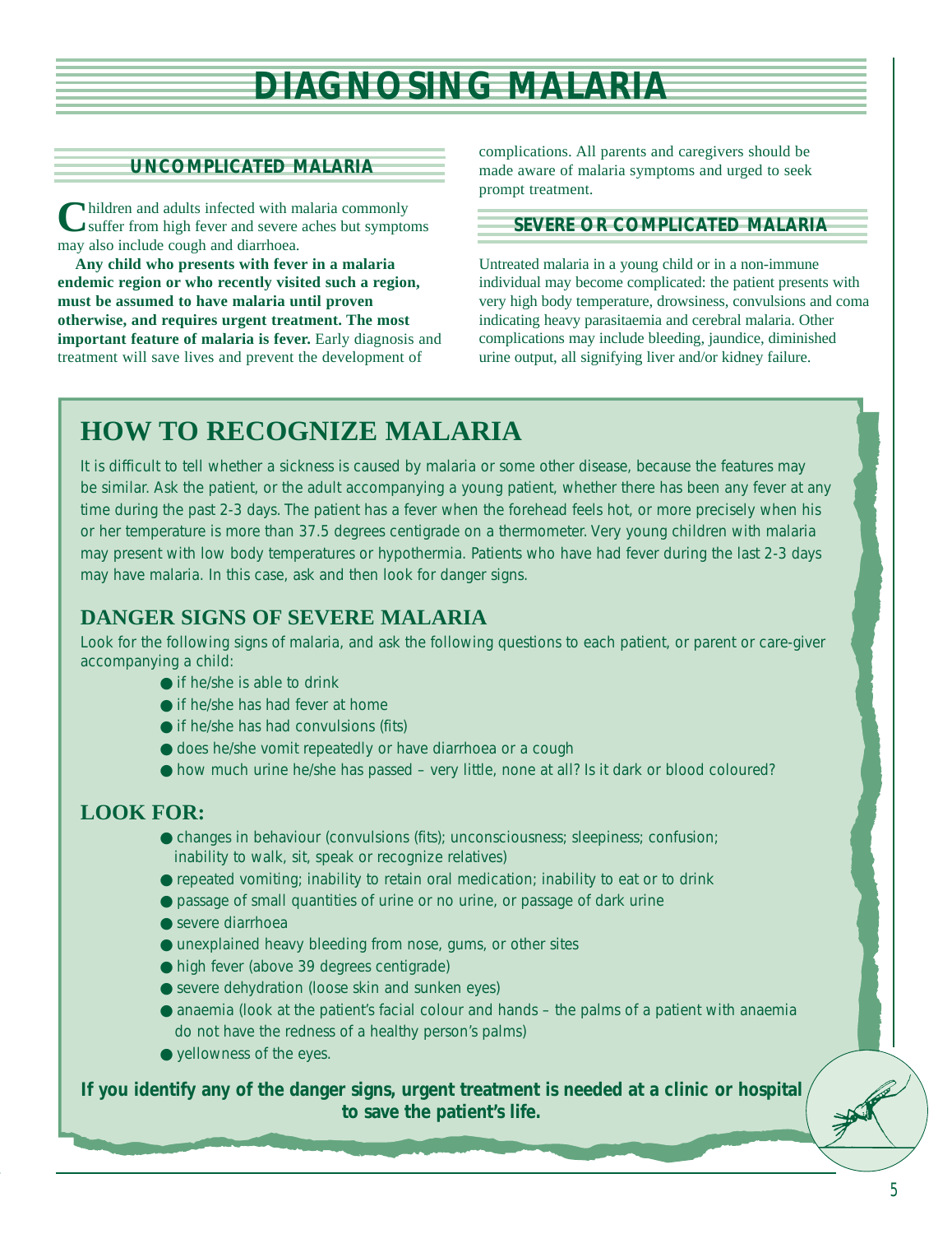# DIAGNOSING MALARIA

## UNCOMPLICATED MALARIA

Children and adults infected with malaria commonly suffer from high fever and severe aches but symptoms may also include cough and diarrhoea.

**Any child who presents with fever in a malaria endemic region or who recently visited such a region, must be assumed to have malaria until proven otherwise, and requires urgent treatment. The most important feature of malaria is fever.** Early diagnosis and treatment will save lives and prevent the development of complications. All parents and caregivers should be made aware of malaria symptoms and urged to seek prompt treatment.

## SEVERE OR COMPLICATED MALARIA

Untreated malaria in a young child or in a non-immune individual may become complicated: the patient presents with very high body temperature, drowsiness, convulsions and coma indicating heavy parasitaemia and cerebral malaria. Other complications may include bleeding, jaundice, diminished urine output, all signifying liver and/or kidney failure.

## HOW TO RECOGNIZE MALARIA

It is difficult to tell whether a sickness is caused by malaria or some other disease, because the features may be similar. Ask the patient, or the adult accompanying a young patient, whether there has been any fever at any time during the past 2-3 days. The patient has a fever when the forehead feels hot, or more precisely when his or her temperature is more than 37.5 degrees centigrade on a thermometer. Very young children with malaria may present with low body temperatures or hypothermia. Patients who have had fever during the last 2-3 days may have malaria. In this case, ask and then look for danger signs.

### DANGER SIGNS OF SEVERE MALARIA

Look for the following signs of malaria, and ask the following questions to each patient, or parent or care-giver accompanying a child:

- if he/she is able to drink
- if he/she has had fever at home
- if he/she has had convulsions (fits)
- does he/she vomit repeatedly or have diarrhoea or a cough
- how much urine he/she has passed – very little, none at all? Is it dark or blood coloured?

### LOOK FOR:

- changes in behaviour (convulsions (fits); unconsciousness; sleepiness; confusion; inability to walk, sit, speak or recognize relatives)
- repeated vomiting; inability to retain oral medication; inability to eat or to drink
- passage of small quantities of urine or no urine, or passage of dark urine
- severe diarrhoea
- unexplained heavy bleeding from nose, gums, or other sites
- high fever (above 39 degrees centigrade)
- severe dehydration (loose skin and sunken eyes)
- anaemia (look at the patient's facial colour and hands – the palms of a patient with anaemia do not have the redness of a healthy person's palms)
- yellowness of the eyes.

**If you identify any of the danger signs, urgent treatment is needed at a clinic or hospital to save the patient's life.**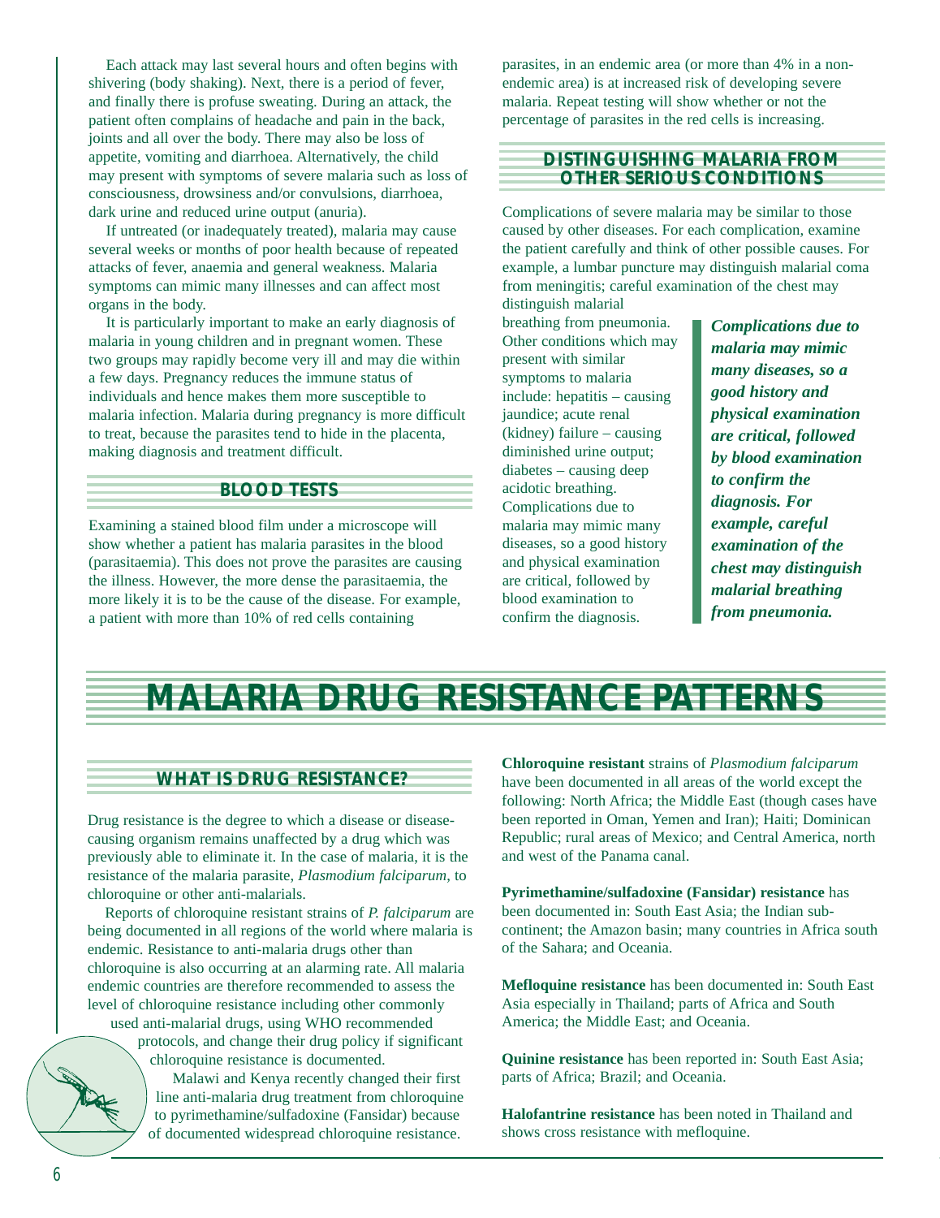Each attack may last several hours and often begins with shivering (body shaking). Next, there is a period of fever, and finally there is profuse sweating. During an attack, the patient often complains of headache and pain in the back, joints and all over the body. There may also be loss of appetite, vomiting and diarrhoea. Alternatively, the child may present with symptoms of severe malaria such as loss of consciousness, drowsiness and/or convulsions, diarrhoea, dark urine and reduced urine output (anuria).

If untreated (or inadequately treated), malaria may cause several weeks or months of poor health because of repeated attacks of fever, anaemia and general weakness. Malaria symptoms can mimic many illnesses and can affect most organs in the body.

It is particularly important to make an early diagnosis of malaria in young children and in pregnant women. These two groups may rapidly become very ill and may die within a few days. Pregnancy reduces the immune status of individuals and hence makes them more susceptible to malaria infection. Malaria during pregnancy is more difficult to treat, because the parasites tend to hide in the placenta, making diagnosis and treatment difficult.

### BLOOD TESTS

Examining a stained blood film under a microscope will show whether a patient has malaria parasites in the blood (parasitaemia). This does not prove the parasites are causing the illness. However, the more dense the parasitaemia, the more likely it is to be the cause of the disease. For example, a patient with more than 10% of red cells containing parasites, in an endemic area (or more than 4% in a non-endemic area) is at increased risk of developing severe malaria. Repeat testing will show whether or not the percentage of parasites in the red cells is increasing.

### DISTINGUISHING MALARIA FROM OTHER SERIOUS CONDITIONS

Complications of severe malaria may be similar to those caused by other diseases. For each complication, examine the patient carefully and think of other possible causes. For example, a lumbar puncture may distinguish malarial coma from meningitis; careful examination of the chest may distinguish malarial breathing from pneumonia. Other conditions which may present with similar symptoms to malaria include: hepatitis – causing jaundice; acute renal (kidney) failure – causing diminished urine output; diabetes – causing deep acidotic breathing. Complications due to malaria may mimic many diseases, so a good history and physical examination are critical, followed by blood examination to confirm the diagnosis.

***Complications due to malaria may mimic many diseases, so a good history and physical examination are critical, followed by blood examination to confirm the diagnosis. For example, careful examination of the chest may distinguish malarial breathing from pneumonia.***

## MALARIA DRUG RESISTANCE PATTERNS

### WHAT IS DRUG RESISTANCE?

Drug resistance is the degree to which a disease or disease-causing organism remains unaffected by a drug which was previously able to eliminate it. In the case of malaria, it is the resistance of the malaria parasite, *Plasmodium falciparum,* to chloroquine or other anti-malarials.

Reports of chloroquine resistant strains of *P. falciparum* are being documented in all regions of the world where malaria is endemic. Resistance to anti-malaria drugs other than chloroquine is also occurring at an alarming rate. All malaria endemic countries are therefore recommended to assess the level of chloroquine resistance including other commonly used anti-malarial drugs, using WHO recommended protocols, and change their drug policy if significant chloroquine resistance is documented.

Malawi and Kenya recently changed their first line anti-malaria drug treatment from chloroquine to pyrimethamine/sulfadoxine (Fansidar) because of documented widespread chloroquine resistance.

**Chloroquine resistant** strains of *Plasmodium falciparum* have been documented in all areas of the world except the following: North Africa; the Middle East (though cases have been reported in Oman, Yemen and Iran); Haiti; Dominican Republic; rural areas of Mexico; and Central America, north and west of the Panama canal.

**Pyrimethamine/sulfadoxine (Fansidar) resistance** has been documented in: South East Asia; the Indian sub-continent; the Amazon basin; many countries in Africa south of the Sahara; and Oceania.

**Mefloquine resistance** has been documented in: South East Asia especially in Thailand; parts of Africa and South America; the Middle East; and Oceania.

**Quinine resistance** has been reported in: South East Asia; parts of Africa; Brazil; and Oceania.

**Halofantrine resistance** has been noted in Thailand and shows cross resistance with mefloquine.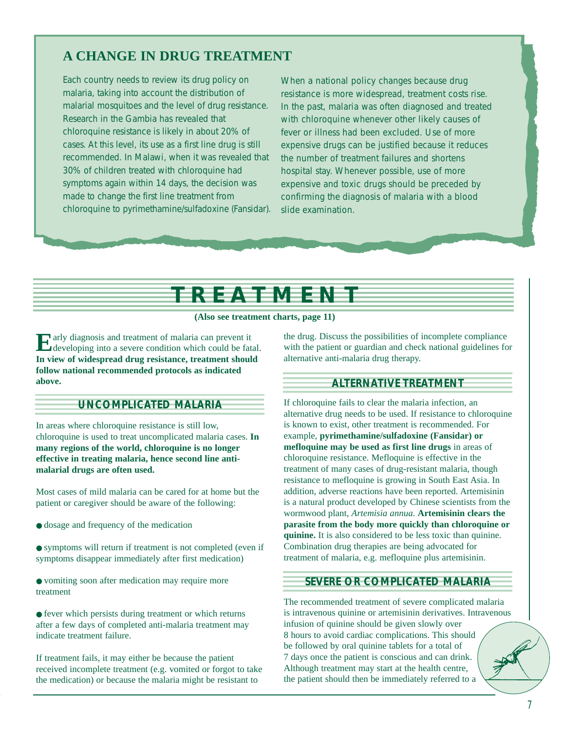## A CHANGE IN DRUG TREATMENT

Each country needs to review its drug policy on malaria, taking into account the distribution of malarial mosquitoes and the level of drug resistance. Research in the Gambia has revealed that chloroquine resistance is likely in about 20% of cases. At this level, its use as a first line drug is still recommended. In Malawi, when it was revealed that 30% of children treated with chloroquine had symptoms again within 14 days, the decision was made to change the first line treatment from chloroquine to pyrimethamine/sulfadoxine (Fansidar).

When a national policy changes because drug resistance is more widespread, treatment costs rise. In the past, malaria was often diagnosed and treated with chloroquine whenever other likely causes of fever or illness had been excluded. Use of more expensive drugs can be justified because it reduces the number of treatment failures and shortens hospital stay. Whenever possible, use of more expensive and toxic drugs should be preceded by confirming the diagnosis of malaria with a blood slide examination.

# TREATMENT

**(Also see treatment charts, page 11)**

Early diagnosis and treatment of malaria can prevent it developing into a severe condition which could be fatal. **In view of widespread drug resistance, treatment should follow national recommended protocols as indicated above.**

### UNCOMPLICATED MALARIA

In areas where chloroquine resistance is still low, chloroquine is used to treat uncomplicated malaria cases. **In many regions of the world, chloroquine is no longer effective in treating malaria, hence second line anti-malarial drugs are often used.**

Most cases of mild malaria can be cared for at home but the patient or caregiver should be aware of the following:

- dosage and frequency of the medication
- symptoms will return if treatment is not completed (even if symptoms disappear immediately after first medication)
- vomiting soon after medication may require more treatment
- fever which persists during treatment or which returns after a few days of completed anti-malaria treatment may indicate treatment failure.

If treatment fails, it may either be because the patient received incomplete treatment (e.g. vomited or forgot to take the medication) or because the malaria might be resistant to the drug. Discuss the possibilities of incomplete compliance with the patient or guardian and check national guidelines for alternative anti-malaria drug therapy.

### ALTERNATIVE TREATMENT

If chloroquine fails to clear the malaria infection, an alternative drug needs to be used. If resistance to chloroquine is known to exist, other treatment is recommended. For example, **pyrimethamine/sulfadoxine (Fansidar) or mefloquine may be used as first line drugs** in areas of chloroquine resistance. Mefloquine is effective in the treatment of many cases of drug-resistant malaria, though resistance to mefloquine is growing in South East Asia. In addition, adverse reactions have been reported. Artemisinin is a natural product developed by Chinese scientists from the wormwood plant, *Artemisia annua*. **Artemisinin clears the parasite from the body more quickly than chloroquine or quinine.** It is also considered to be less toxic than quinine. Combination drug therapies are being advocated for treatment of malaria, e.g. mefloquine plus artemisinin.

### SEVERE OR COMPLICATED MALARIA

The recommended treatment of severe complicated malaria is intravenous quinine or artemisinin derivatives. Intravenous infusion of quinine should be given slowly over 8 hours to avoid cardiac complications. This should be followed by oral quinine tablets for a total of 7 days once the patient is conscious and can drink. Although treatment may start at the health centre, the patient should then be immediately referred to a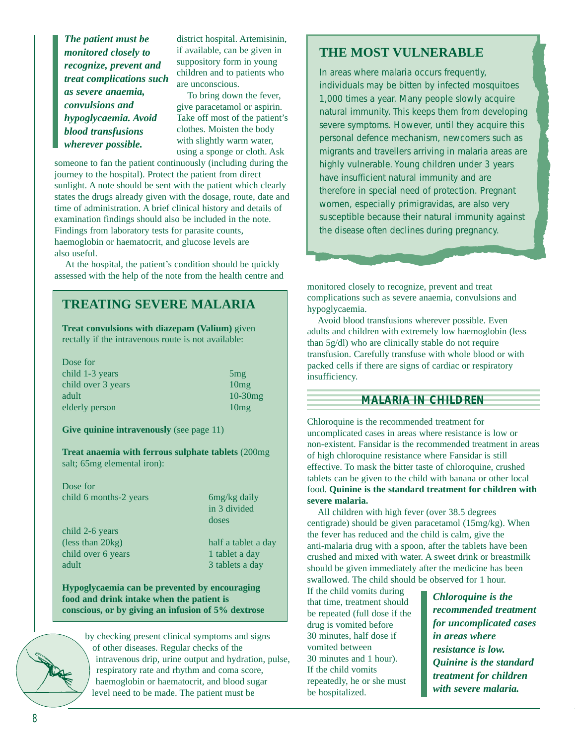*The patient must be monitored closely to recognize, prevent and treat complications such as severe anaemia, convulsions and hypoglycaemia. Avoid blood transfusions wherever possible.*

district hospital. Artemisinin, if available, can be given in suppository form in young children and to patients who are unconscious.

To bring down the fever, give paracetamol or aspirin. Take off most of the patient's clothes. Moisten the body with slightly warm water, using a sponge or cloth. Ask someone to fan the patient continuously (including during the journey to the hospital). Protect the patient from direct sunlight. A note should be sent with the patient which clearly states the drugs already given with the dosage, route, date and time of administration. A brief clinical history and details of examination findings should also be included in the note. Findings from laboratory tests for parasite counts, haemoglobin or haematocrit, and glucose levels are also useful.

At the hospital, the patient's condition should be quickly assessed with the help of the note from the health centre and by checking present clinical symptoms and signs of other diseases. Regular checks of the intravenous drip, urine output and hydration, pulse, respiratory rate and rhythm and coma score, haemoglobin or haematocrit, and blood sugar level need to be made. The patient must be monitored closely to recognize, prevent and treat complications such as severe anaemia, convulsions and hypoglycaemia.

Avoid blood transfusions wherever possible. Even adults and children with extremely low haemoglobin (less than 5g/dl) who are clinically stable do not require transfusion. Carefully transfuse with whole blood or with packed cells if there are signs of cardiac or respiratory insufficiency.

## TREATING SEVERE MALARIA

**Treat convulsions with diazepam (Valium)** given rectally if the intravenous route is not available:

| Dose for | |
|---|---|
| child 1-3 years | 5mg |
| child over 3 years | 10mg |
| adult | 10-30mg |
| elderly person | 10mg |

**Give quinine intravenously** (see page 11)

**Treat anaemia with ferrous sulphate tablets** (200mg salt; 65mg elemental iron):

| Dose for | |
|---|---|
| child 6 months-2 years | 6mg/kg daily in 3 divided doses |
| child 2-6 years (less than 20kg) | half a tablet a day |
| child over 6 years | 1 tablet a day |
| adult | 3 tablets a day |

**Hypoglycaemia can be prevented by encouraging food and drink intake when the patient is conscious, or by giving an infusion of 5% dextrose**

## THE MOST VULNERABLE

In areas where malaria occurs frequently, individuals may be bitten by infected mosquitoes 1,000 times a year. Many people slowly acquire natural immunity. This keeps them from developing severe symptoms. However, until they acquire this personal defence mechanism, newcomers such as migrants and travellers arriving in malaria areas are highly vulnerable. Young children under 3 years have insufficient natural immunity and are therefore in special need of protection. Pregnant women, especially primigravidas, are also very susceptible because their natural immunity against the disease often declines during pregnancy.

## MALARIA IN CHILDREN

Chloroquine is the recommended treatment for uncomplicated cases in areas where resistance is low or non-existent. Fansidar is the recommended treatment in areas of high chloroquine resistance where Fansidar is still effective. To mask the bitter taste of chloroquine, crushed tablets can be given to the child with banana or other local food. **Quinine is the standard treatment for children with severe malaria.**

All children with high fever (over 38.5 degrees centigrade) should be given paracetamol (15mg/kg). When the fever has reduced and the child is calm, give the anti-malaria drug with a spoon, after the tablets have been crushed and mixed with water. A sweet drink or breastmilk should be given immediately after the medicine has been swallowed. The child should be observed for 1 hour. If the child vomits during that time, treatment should be repeated (full dose if the drug is vomited before 30 minutes, half dose if vomited between 30 minutes and 1 hour). If the child vomits repeatedly, he or she must be hospitalized.

*Chloroquine is the recommended treatment for uncomplicated cases in areas where resistance is low. Quinine is the standard treatment for children with severe malaria.*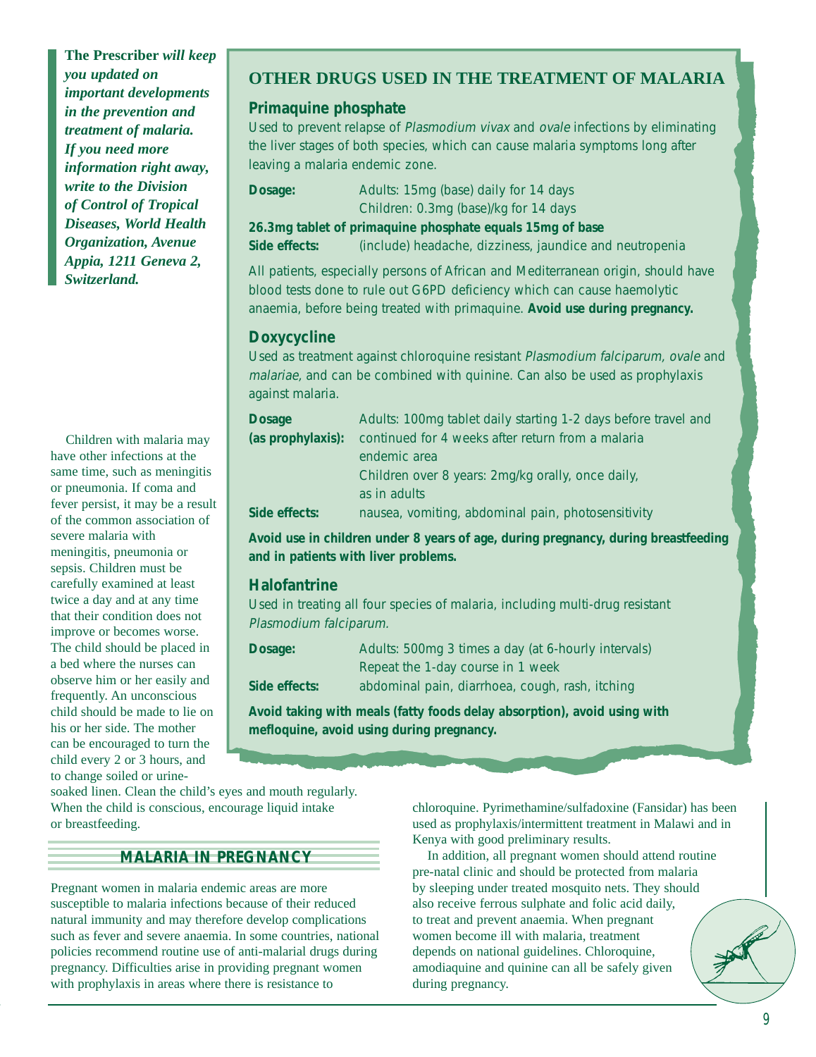**The Prescriber** ***will keep you updated on important developments in the prevention and treatment of malaria. If you need more information right away, write to the Division of Control of Tropical Diseases, World Health Organization, Avenue Appia, 1211 Geneva 2, Switzerland.***

## OTHER DRUGS USED IN THE TREATMENT OF MALARIA

### Primaquine phosphate

Used to prevent relapse of *Plasmodium vivax* and *ovale* infections by eliminating the liver stages of both species, which can cause malaria symptoms long after leaving a malaria endemic zone.

**Dosage:** Adults: 15mg (base) daily for 14 days
Children: 0.3mg (base)/kg for 14 days

**26.3mg tablet of primaquine phosphate equals 15mg of base**

**Side effects:** (include) headache, dizziness, jaundice and neutropenia

All patients, especially persons of African and Mediterranean origin, should have blood tests done to rule out G6PD deficiency which can cause haemolytic anaemia, before being treated with primaquine. **Avoid use during pregnancy.**

### Doxycycline

Used as treatment against chloroquine resistant *Plasmodium falciparum, ovale* and *malariae,* and can be combined with quinine. Can also be used as prophylaxis against malaria.

**Dosage (as prophylaxis):** Adults: 100mg tablet daily starting 1-2 days before travel and continued for 4 weeks after return from a malaria endemic area
Children over 8 years: 2mg/kg orally, once daily, as in adults

**Side effects:** nausea, vomiting, abdominal pain, photosensitivity

**Avoid use in children under 8 years of age, during pregnancy, during breastfeeding and in patients with liver problems.**

### Halofantrine

Used in treating all four species of malaria, including multi-drug resistant *Plasmodium falciparum.*

**Dosage:** Adults: 500mg 3 times a day (at 6-hourly intervals)
Repeat the 1-day course in 1 week

**Side effects:** abdominal pain, diarrhoea, cough, rash, itching

**Avoid taking with meals (fatty foods delay absorption), avoid using with mefloquine, avoid using during pregnancy.**

Children with malaria may have other infections at the same time, such as meningitis or pneumonia. If coma and fever persist, it may be a result of the common association of severe malaria with meningitis, pneumonia or sepsis. Children must be carefully examined at least twice a day and at any time that their condition does not improve or becomes worse. The child should be placed in a bed where the nurses can observe him or her easily and frequently. An unconscious child should be made to lie on his or her side. The mother can be encouraged to turn the child every 2 or 3 hours, and to change soiled or urine-soaked linen. Clean the child's eyes and mouth regularly. When the child is conscious, encourage liquid intake or breastfeeding.

## MALARIA IN PREGNANCY

Pregnant women in malaria endemic areas are more susceptible to malaria infections because of their reduced natural immunity and may therefore develop complications such as fever and severe anaemia. In some countries, national policies recommend routine use of anti-malarial drugs during pregnancy. Difficulties arise in providing pregnant women with prophylaxis in areas where there is resistance to chloroquine. Pyrimethamine/sulfadoxine (Fansidar) has been used as prophylaxis/intermittent treatment in Malawi and in Kenya with good preliminary results.

In addition, all pregnant women should attend routine pre-natal clinic and should be protected from malaria by sleeping under treated mosquito nets. They should also receive ferrous sulphate and folic acid daily, to treat and prevent anaemia. When pregnant women become ill with malaria, treatment depends on national guidelines. Chloroquine, amodiaquine and quinine can all be safely given during pregnancy.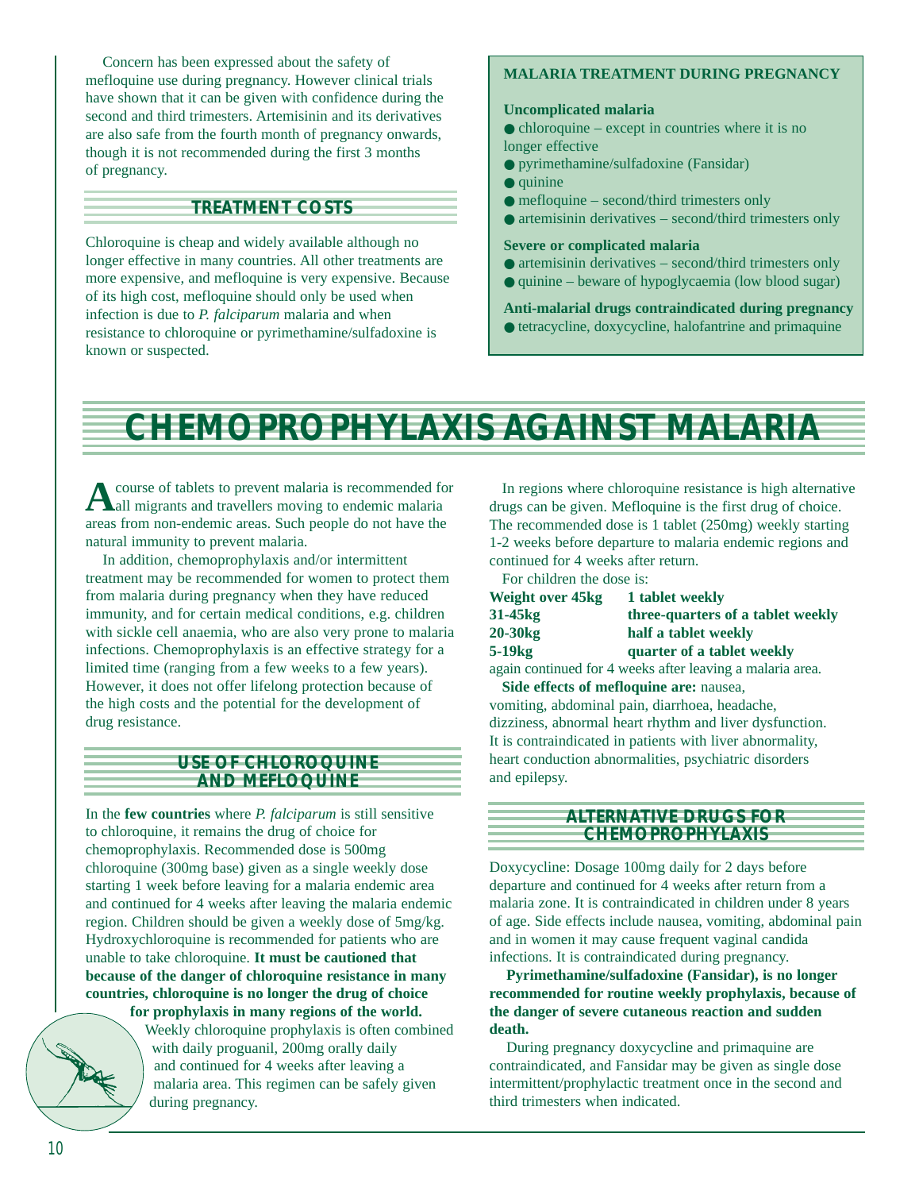Concern has been expressed about the safety of mefloquine use during pregnancy. However clinical trials have shown that it can be given with confidence during the second and third trimesters. Artemisinin and its derivatives are also safe from the fourth month of pregnancy onwards, though it is not recommended during the first 3 months of pregnancy.

### TREATMENT COSTS

Chloroquine is cheap and widely available although no longer effective in many countries. All other treatments are more expensive, and mefloquine is very expensive. Because of its high cost, mefloquine should only be used when infection is due to *P. falciparum* malaria and when resistance to chloroquine or pyrimethamine/sulfadoxine is known or suspected.

**MALARIA TREATMENT DURING PREGNANCY**

**Uncomplicated malaria**

- chloroquine – except in countries where it is no longer effective
- pyrimethamine/sulfadoxine (Fansidar)
- quinine
- mefloquine – second/third trimesters only
- artemisinin derivatives – second/third trimesters only

**Severe or complicated malaria**

- artemisinin derivatives – second/third trimesters only
- quinine – beware of hypoglycaemia (low blood sugar)

**Anti-malarial drugs contraindicated during pregnancy**

- tetracycline, doxycycline, halofantrine and primaquine

# CHEMOPROPHYLAXIS AGAINST MALARIA

A course of tablets to prevent malaria is recommended for all migrants and travellers moving to endemic malaria areas from non-endemic areas. Such people do not have the natural immunity to prevent malaria.

In addition, chemoprophylaxis and/or intermittent treatment may be recommended for women to protect them from malaria during pregnancy when they have reduced immunity, and for certain medical conditions, e.g. children with sickle cell anaemia, who are also very prone to malaria infections. Chemoprophylaxis is an effective strategy for a limited time (ranging from a few weeks to a few years). However, it does not offer lifelong protection because of the high costs and the potential for the development of drug resistance.

### USE OF CHLOROQUINE AND MEFLOQUINE

In the **few countries** where *P. falciparum* is still sensitive to chloroquine, it remains the drug of choice for chemoprophylaxis. Recommended dose is 500mg chloroquine (300mg base) given as a single weekly dose starting 1 week before leaving for a malaria endemic area and continued for 4 weeks after leaving the malaria endemic region. Children should be given a weekly dose of 5mg/kg. Hydroxychloroquine is recommended for patients who are unable to take chloroquine. **It must be cautioned that because of the danger of chloroquine resistance in many countries, chloroquine is no longer the drug of choice for prophylaxis in many regions of the world.** Weekly chloroquine prophylaxis is often combined with daily proguanil, 200mg orally daily and continued for 4 weeks after leaving a malaria area. This regimen can be safely given during pregnancy.

In regions where chloroquine resistance is high alternative drugs can be given. Mefloquine is the first drug of choice. The recommended dose is 1 tablet (250mg) weekly starting 1-2 weeks before departure to malaria endemic regions and continued for 4 weeks after return.

For children the dose is:

| Weight | Dose |
|---|---|
| **Weight over 45kg** | **1 tablet weekly** |
| **31-45kg** | **three-quarters of a tablet weekly** |
| **20-30kg** | **half a tablet weekly** |
| **5-19kg** | **quarter of a tablet weekly** |

again continued for 4 weeks after leaving a malaria area.

**Side effects of mefloquine are:** nausea, vomiting, abdominal pain, diarrhoea, headache, dizziness, abnormal heart rhythm and liver dysfunction. It is contraindicated in patients with liver abnormality, heart conduction abnormalities, psychiatric disorders and epilepsy.

### ALTERNATIVE DRUGS FOR CHEMOPROPHYLAXIS

Doxycycline: Dosage 100mg daily for 2 days before departure and continued for 4 weeks after return from a malaria zone. It is contraindicated in children under 8 years of age. Side effects include nausea, vomiting, abdominal pain and in women it may cause frequent vaginal candida infections. It is contraindicated during pregnancy.

**Pyrimethamine/sulfadoxine (Fansidar), is no longer recommended for routine weekly prophylaxis, because of the danger of severe cutaneous reaction and sudden death.**

During pregnancy doxycycline and primaquine are contraindicated, and Fansidar may be given as single dose intermittent/prophylactic treatment once in the second and third trimesters when indicated.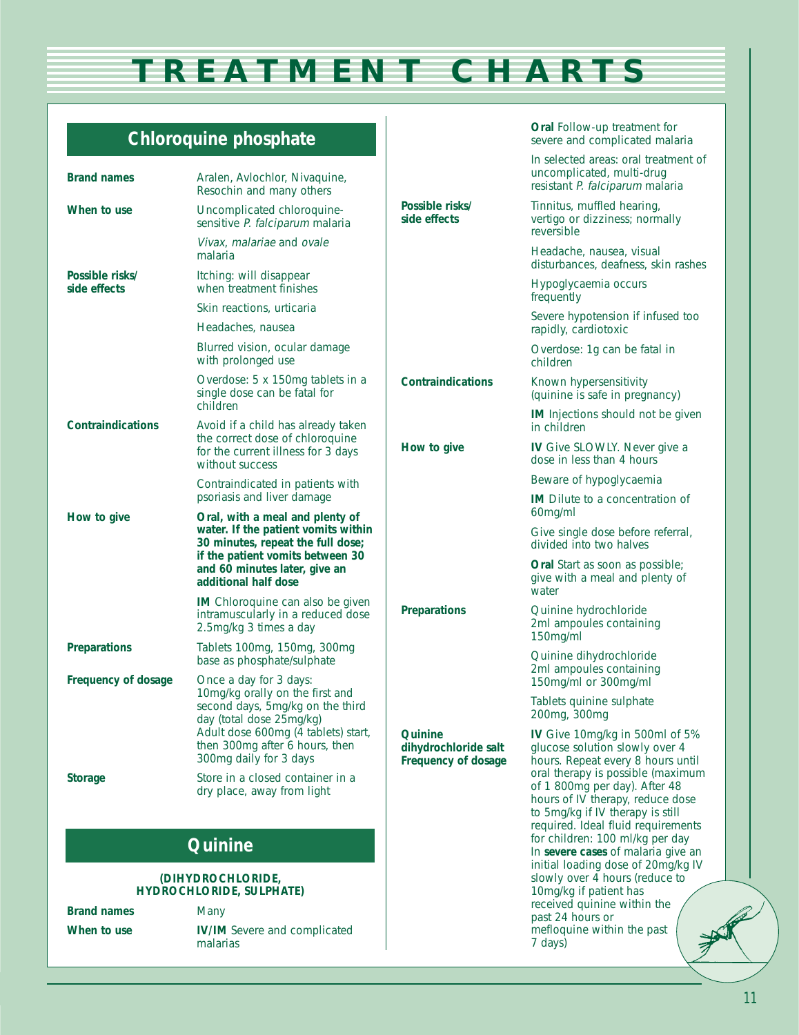# TREATMENT CHARTS

## Chloroquine phosphate

| | |
|---|---|
| **Brand names** | Aralen, Avlochlor, Nivaquine, Resochin and many others |
| **When to use** | Uncomplicated chloroquine-sensitive *P. falciparum* malaria |
| | *Vivax*, *malariae* and *ovale* malaria |
| **Possible risks/ side effects** | Itching: will disappear when treatment finishes |
| | Skin reactions, urticaria |
| | Headaches, nausea |
| | Blurred vision, ocular damage with prolonged use |
| | Overdose: 5 x 150mg tablets in a single dose can be fatal for children |
| **Contraindications** | Avoid if a child has already taken the correct dose of chloroquine for the current illness for 3 days without success |
| | Contraindicated in patients with psoriasis and liver damage |
| **How to give** | **Oral, with a meal and plenty of water. If the patient vomits within 30 minutes, repeat the full dose; if the patient vomits between 30 and 60 minutes later, give an additional half dose** |
| | **IM** Chloroquine can also be given intramuscularly in a reduced dose 2.5mg/kg 3 times a day |
| **Preparations** | Tablets 100mg, 150mg, 300mg base as phosphate/sulphate |
| **Frequency of dosage** | Once a day for 3 days: 10mg/kg orally on the first and second days, 5mg/kg on the third day (total dose 25mg/kg) Adult dose 600mg (4 tablets) start, then 300mg after 6 hours, then 300mg daily for 3 days |
| **Storage** | Store in a closed container in a dry place, away from light |

## Quinine

**(DIHYDROCHLORIDE, HYDROCHLORIDE, SULPHATE)**

| | |
|---|---|
| **Brand names** | Many |
| **When to use** | **IV/IM** Severe and complicated malarias |
| | **Oral** Follow-up treatment for severe and complicated malaria |
| | In selected areas: oral treatment of uncomplicated, multi-drug resistant *P. falciparum* malaria |
| **Possible risks/ side effects** | Tinnitus, muffled hearing, vertigo or dizziness; normally reversible |
| | Headache, nausea, visual disturbances, deafness, skin rashes |
| | Hypoglycaemia occurs frequently |
| | Severe hypotension if infused too rapidly, cardiotoxic |
| | Overdose: 1g can be fatal in children |
| **Contraindications** | Known hypersensitivity (quinine is safe in pregnancy) |
| | **IM** Injections should not be given in children |
| **How to give** | **IV** Give SLOWLY. Never give a dose in less than 4 hours |
| | Beware of hypoglycaemia |
| | **IM** Dilute to a concentration of 60mg/ml |
| | Give single dose before referral, divided into two halves |
| | **Oral** Start as soon as possible; give with a meal and plenty of water |
| **Preparations** | Quinine hydrochloride 2ml ampoules containing 150mg/ml |
| | Quinine dihydrochloride 2ml ampoules containing 150mg/ml or 300mg/ml |
| | Tablets quinine sulphate 200mg, 300mg |
| **Quinine dihydrochloride salt Frequency of dosage** | **IV** Give 10mg/kg in 500ml of 5% glucose solution slowly over 4 hours. Repeat every 8 hours until oral therapy is possible (maximum of 1 800mg per day). After 48 hours of IV therapy, reduce dose to 5mg/kg if IV therapy is still required. Ideal fluid requirements for children: 100 ml/kg per day In **severe cases** of malaria give an initial loading dose of 20mg/kg IV slowly over 4 hours (reduce to 10mg/kg if patient has received quinine within the past 24 hours or mefloquine within the past 7 days) |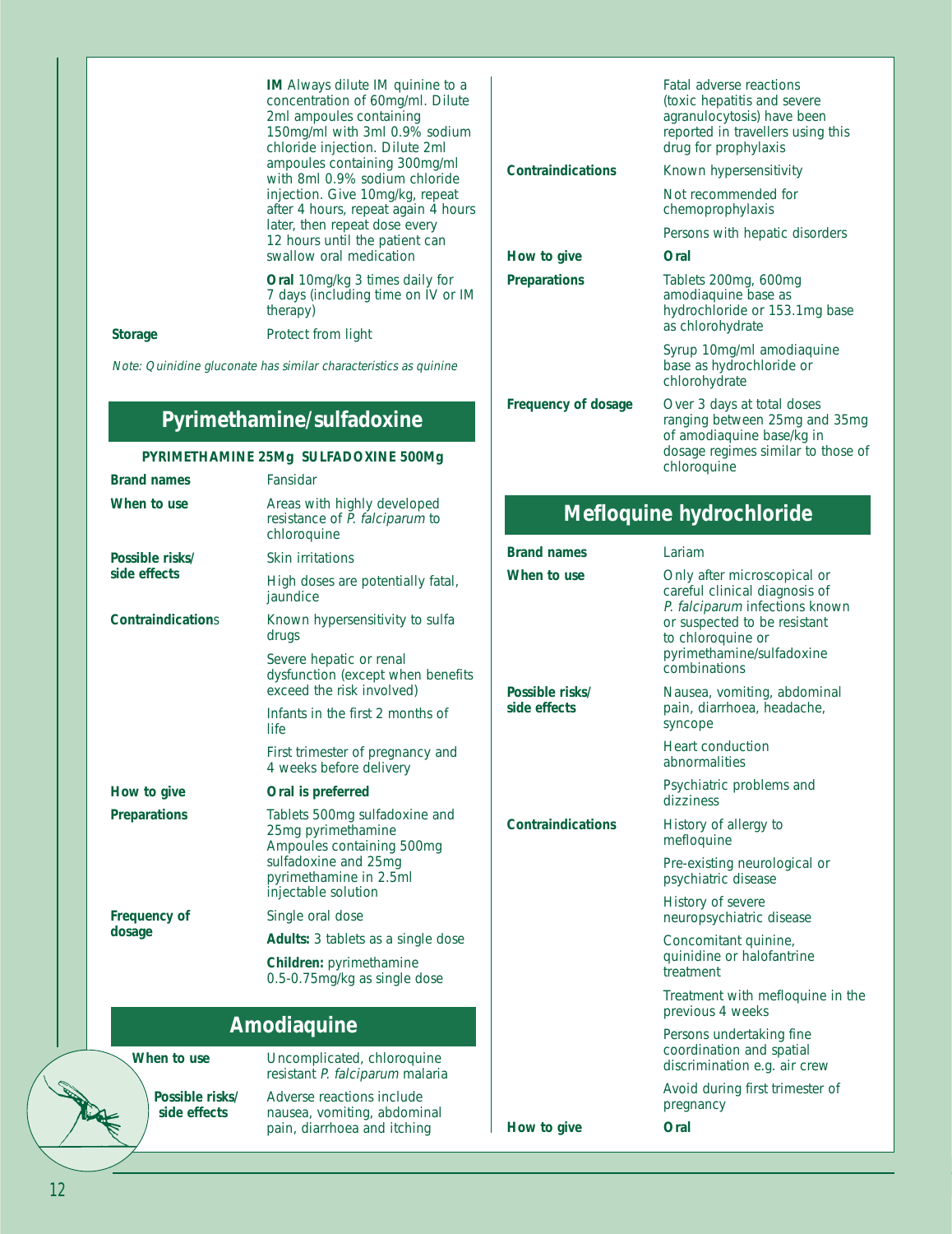**IM** Always dilute IM quinine to a concentration of 60mg/ml. Dilute 2ml ampoules containing 150mg/ml with 3ml 0.9% sodium chloride injection. Dilute 2ml ampoules containing 300mg/ml with 8ml 0.9% sodium chloride injection. Give 10mg/kg, repeat after 4 hours, repeat again 4 hours later, then repeat dose every 12 hours until the patient can swallow oral medication

**Oral** 10mg/kg 3 times daily for 7 days (including time on IV or IM therapy)

| | |
|---|---|
| **Storage** | Protect from light |

*Note: Quinidine gluconate has similar characteristics as quinine*

## Pyrimethamine/sulfadoxine

**PYRIMETHAMINE 25Mg SULFADOXINE 500Mg**

| | |
|---|---|
| **Brand names** | Fansidar |
| **When to use** | Areas with highly developed resistance of *P. falciparum* to chloroquine |
| **Possible risks/ side effects** | Skin irritations<br>High doses are potentially fatal, jaundice |
| **Contraindications** | Known hypersensitivity to sulfa drugs<br>Severe hepatic or renal dysfunction (except when benefits exceed the risk involved)<br>Infants in the first 2 months of life<br>First trimester of pregnancy and 4 weeks before delivery |
| **How to give** | **Oral is preferred** |
| **Preparations** | Tablets 500mg sulfadoxine and 25mg pyrimethamine Ampoules containing 500mg sulfadoxine and 25mg pyrimethamine in 2.5ml injectable solution |
| **Frequency of dosage** | Single oral dose<br>**Adults:** 3 tablets as a single dose<br>**Children:** pyrimethamine 0.5-0.75mg/kg as single dose |

## Amodiaquine

| | |
|---|---|
| **When to use** | Uncomplicated, chloroquine resistant *P. falciparum* malaria |
| **Possible risks/ side effects** | Adverse reactions include nausea, vomiting, abdominal pain, diarrhoea and itching<br>Fatal adverse reactions (toxic hepatitis and severe agranulocytosis) have been reported in travellers using this drug for prophylaxis |
| **Contraindications** | Known hypersensitivity<br>Not recommended for chemoprophylaxis<br>Persons with hepatic disorders |
| **How to give** | **Oral** |
| **Preparations** | Tablets 200mg, 600mg amodiaquine base as hydrochloride or 153.1mg base as chlorohydrate<br>Syrup 10mg/ml amodiaquine base as hydrochloride or chlorohydrate |
| **Frequency of dosage** | Over 3 days at total doses ranging between 25mg and 35mg of amodiaquine base/kg in dosage regimes similar to those of chloroquine |

## Mefloquine hydrochloride

| | |
|---|---|
| **Brand names** | Lariam |
| **When to use** | Only after microscopical or careful clinical diagnosis of *P. falciparum* infections known or suspected to be resistant to chloroquine or pyrimethamine/sulfadoxine combinations |
| **Possible risks/ side effects** | Nausea, vomiting, abdominal pain, diarrhoea, headache, syncope<br>Heart conduction abnormalities<br>Psychiatric problems and dizziness |
| **Contraindications** | History of allergy to mefloquine<br>Pre-existing neurological or psychiatric disease<br>History of severe neuropsychiatric disease<br>Concomitant quinine, quinidine or halofantrine treatment<br>Treatment with mefloquine in the previous 4 weeks<br>Persons undertaking fine coordination and spatial discrimination e.g. air crew<br>Avoid during first trimester of pregnancy |
| **How to give** | **Oral** |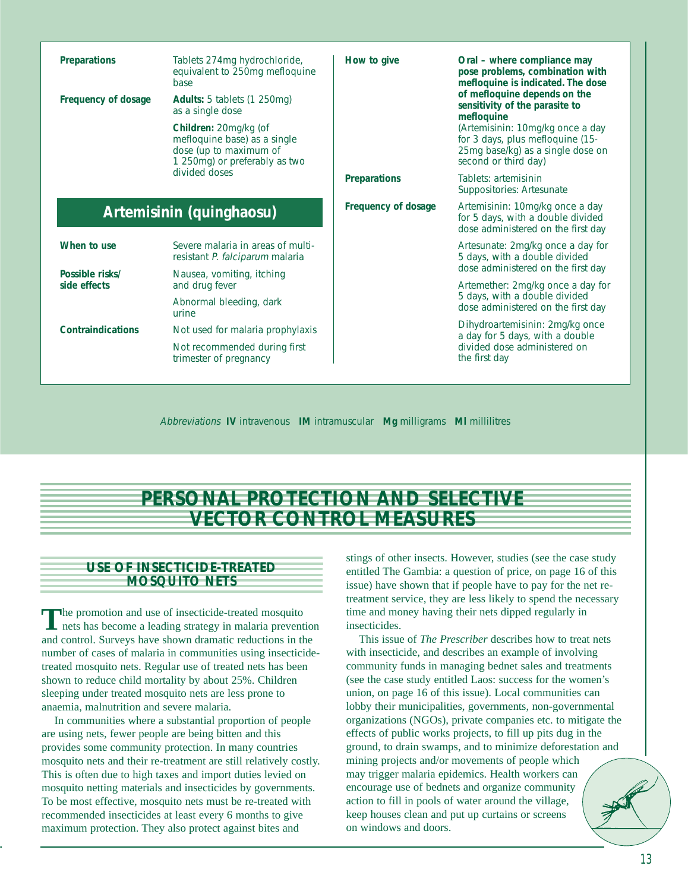| | |
|---|---|
| **Preparations** | Tablets 274mg hydrochloride, equivalent to 250mg mefloquine base |
| **Frequency of dosage** | **Adults:** 5 tablets (1 250mg) as a single dose<br>**Children:** 20mg/kg (of mefloquine base) as a single dose (up to maximum of 1 250mg) or preferably as two divided doses |

## Artemisinin (quinghaosu)

| | |
|---|---|
| **When to use** | Severe malaria in areas of multi-resistant *P. falciparum* malaria |
| **Possible risks/ side effects** | Nausea, vomiting, itching and drug fever<br>Abnormal bleeding, dark urine |
| **Contraindications** | Not used for malaria prophylaxis<br>Not recommended during first trimester of pregnancy |
| **How to give** | **Oral – where compliance may pose problems, combination with mefloquine is indicated. The dose of mefloquine depends on the sensitivity of the parasite to mefloquine**<br>(Artemisinin: 10mg/kg once a day for 3 days, plus mefloquine (15-25mg base/kg) as a single dose on second or third day) |
| **Preparations** | Tablets: artemisinin<br>Suppositories: Artesunate |
| **Frequency of dosage** | Artemisinin: 10mg/kg once a day for 5 days, with a double divided dose administered on the first day<br>Artesunate: 2mg/kg once a day for 5 days, with a double divided dose administered on the first day<br>Artemether: 2mg/kg once a day for 5 days, with a double divided dose administered on the first day<br>Dihydroartemisinin: 2mg/kg once a day for 5 days, with a double divided dose administered on the first day |

*Abbreviations* **IV** intravenous **IM** intramuscular **Mg** milligrams **Ml** millilitres

# PERSONAL PROTECTION AND SELECTIVE VECTOR CONTROL MEASURES

## USE OF INSECTICIDE-TREATED MOSQUITO NETS

The promotion and use of insecticide-treated mosquito nets has become a leading strategy in malaria prevention and control. Surveys have shown dramatic reductions in the number of cases of malaria in communities using insecticide-treated mosquito nets. Regular use of treated nets has been shown to reduce child mortality by about 25%. Children sleeping under treated mosquito nets are less prone to anaemia, malnutrition and severe malaria.

In communities where a substantial proportion of people are using nets, fewer people are being bitten and this provides some community protection. In many countries mosquito nets and their re-treatment are still relatively costly. This is often due to high taxes and import duties levied on mosquito netting materials and insecticides by governments. To be most effective, mosquito nets must be re-treated with recommended insecticides at least every 6 months to give maximum protection. They also protect against bites and stings of other insects. However, studies (see the case study entitled The Gambia: a question of price, on page 16 of this issue) have shown that if people have to pay for the net re-treatment service, they are less likely to spend the necessary time and money having their nets dipped regularly in insecticides.

This issue of *The Prescriber* describes how to treat nets with insecticide, and describes an example of involving community funds in managing bednet sales and treatments (see the case study entitled Laos: success for the women's union, on page 16 of this issue). Local communities can lobby their municipalities, governments, non-governmental organizations (NGOs), private companies etc. to mitigate the effects of public works projects, to fill up pits dug in the ground, to drain swamps, and to minimize deforestation and mining projects and/or movements of people which may trigger malaria epidemics. Health workers can encourage use of bednets and organize community action to fill in pools of water around the village, keep houses clean and put up curtains or screens on windows and doors.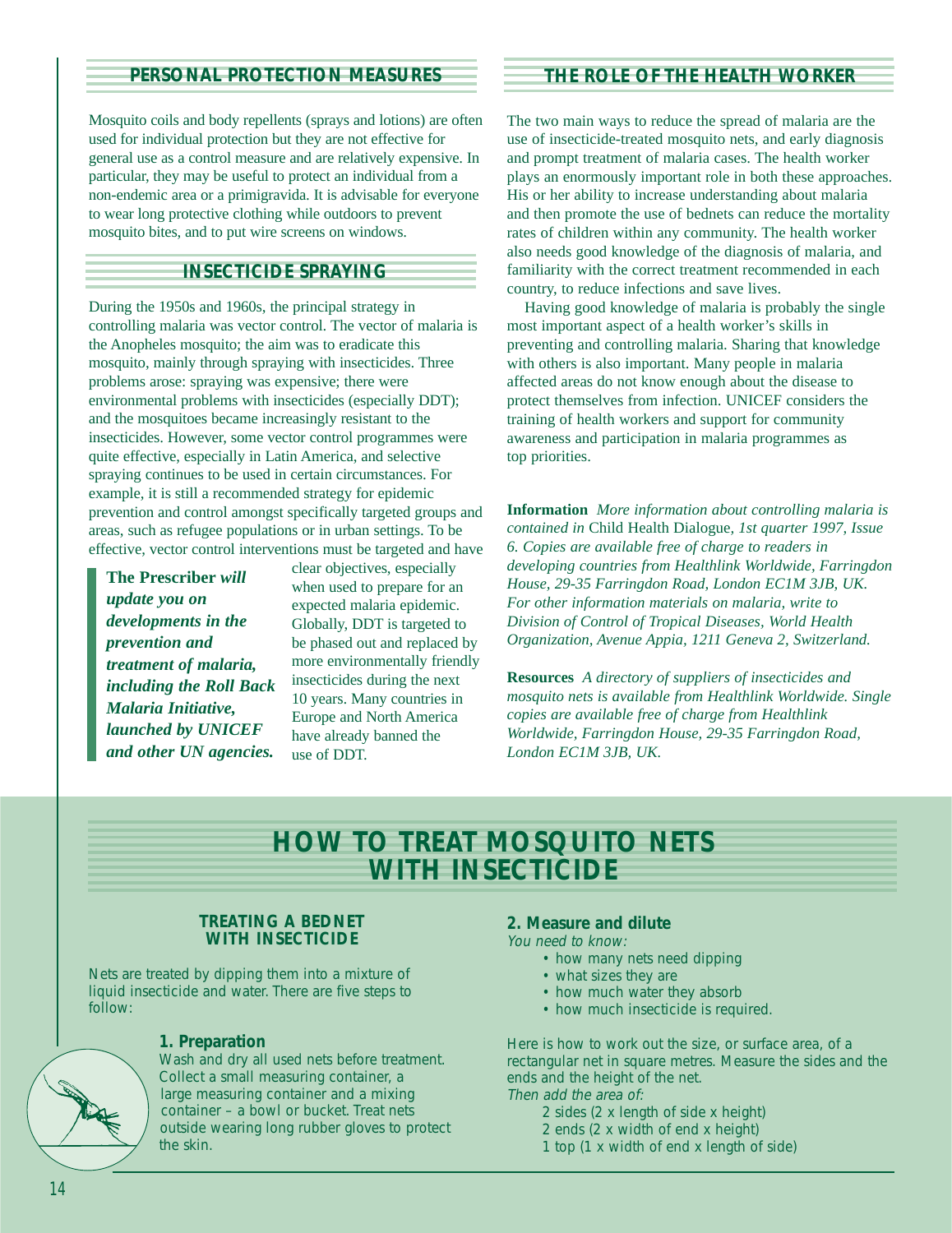## PERSONAL PROTECTION MEASURES

Mosquito coils and body repellents (sprays and lotions) are often used for individual protection but they are not effective for general use as a control measure and are relatively expensive. In particular, they may be useful to protect an individual from a non-endemic area or a primigravida. It is advisable for everyone to wear long protective clothing while outdoors to prevent mosquito bites, and to put wire screens on windows.

## INSECTICIDE SPRAYING

During the 1950s and 1960s, the principal strategy in controlling malaria was vector control. The vector of malaria is the Anopheles mosquito; the aim was to eradicate this mosquito, mainly through spraying with insecticides. Three problems arose: spraying was expensive; there were environmental problems with insecticides (especially DDT); and the mosquitoes became increasingly resistant to the insecticides. However, some vector control programmes were quite effective, especially in Latin America, and selective spraying continues to be used in certain circumstances. For example, it is still a recommended strategy for epidemic prevention and control amongst specifically targeted groups and areas, such as refugee populations or in urban settings. To be effective, vector control interventions must be targeted and have clear objectives, especially when used to prepare for an expected malaria epidemic. Globally, DDT is targeted to be phased out and replaced by more environmentally friendly insecticides during the next 10 years. Many countries in Europe and North America have already banned the use of DDT.

> **The Prescriber** ***will update you on developments in the prevention and treatment of malaria, including the Roll Back Malaria Initiative, launched by UNICEF and other UN agencies.***

## THE ROLE OF THE HEALTH WORKER

The two main ways to reduce the spread of malaria are the use of insecticide-treated mosquito nets, and early diagnosis and prompt treatment of malaria cases. The health worker plays an enormously important role in both these approaches. His or her ability to increase understanding about malaria and then promote the use of bednets can reduce the mortality rates of children within any community. The health worker also needs good knowledge of the diagnosis of malaria, and familiarity with the correct treatment recommended in each country, to reduce infections and save lives.

Having good knowledge of malaria is probably the single most important aspect of a health worker's skills in preventing and controlling malaria. Sharing that knowledge with others is also important. Many people in malaria affected areas do not know enough about the disease to protect themselves from infection. UNICEF considers the training of health workers and support for community awareness and participation in malaria programmes as top priorities.

**Information** *More information about controlling malaria is contained in* Child Health Dialogue, *1st quarter 1997, Issue 6. Copies are available free of charge to readers in developing countries from Healthlink Worldwide, Farringdon House, 29-35 Farringdon Road, London EC1M 3JB, UK. For other information materials on malaria, write to Division of Control of Tropical Diseases, World Health Organization, Avenue Appia, 1211 Geneva 2, Switzerland.*

**Resources** *A directory of suppliers of insecticides and mosquito nets is available from Healthlink Worldwide. Single copies are available free of charge from Healthlink Worldwide, Farringdon House, 29-35 Farringdon Road, London EC1M 3JB, UK.*

# HOW TO TREAT MOSQUITO NETS WITH INSECTICIDE

### TREATING A BEDNET WITH INSECTICIDE

Nets are treated by dipping them into a mixture of liquid insecticide and water. There are five steps to follow:

**1. Preparation**

Wash and dry all used nets before treatment. Collect a small measuring container, a large measuring container and a mixing container – a bowl or bucket. Treat nets outside wearing long rubber gloves to protect the skin.

**2. Measure and dilute**

*You need to know:*

- how many nets need dipping
- what sizes they are
- how much water they absorb
- how much insecticide is required.

Here is how to work out the size, or surface area, of a rectangular net in square metres. Measure the sides and the ends and the height of the net.

*Then add the area of:*

2 sides (2 x length of side x height)
2 ends (2 x width of end x height)
1 top (1 x width of end x length of side)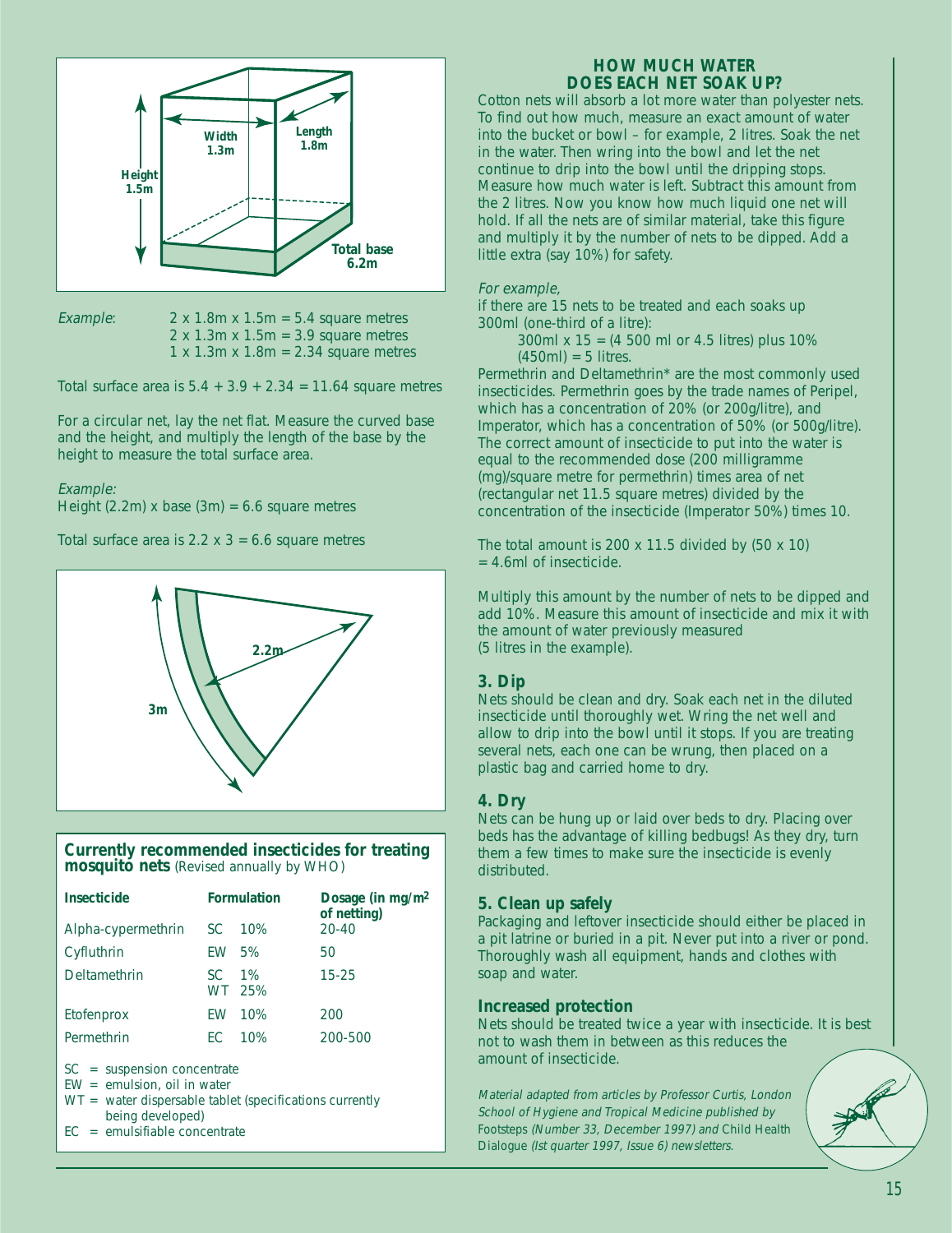*Example*: $2 \times 1.8\text{m} \times 1.5\text{m} = 5.4$ square metres
$2 \times 1.3\text{m} \times 1.5\text{m} = 3.9$ square metres
$1 \times 1.3\text{m} \times 1.8\text{m} = 2.34$ square metres

Total surface area is $5.4 + 3.9 + 2.34 = 11.64$ square metres

For a circular net, lay the net flat. Measure the curved base and the height, and multiply the length of the base by the height to measure the total surface area.

*Example:*
Height (2.2m) x base (3m) = 6.6 square metres

Total surface area is $2.2 \times 3 = 6.6$ square metres

## Currently recommended insecticides for treating mosquito nets (Revised annually by WHO)

| Insecticide | Formulation | | Dosage (in mg/m² of netting) |
|---|---|---|---|
| Alpha-cypermethrin | SC | 10% | 20-40 |
| Cyfluthrin | EW | 5% | 50 |
| Deltamethrin | SC<br>WT | 1%<br>25% | 15-25 |
| Etofenprox | EW | 10% | 200 |
| Permethrin | EC | 10% | 200-500 |

SC = suspension concentrate
EW = emulsion, oil in water
WT = water dispersable tablet (specifications currently being developed)
EC = emulsifiable concentrate

## HOW MUCH WATER DOES EACH NET SOAK UP?

Cotton nets will absorb a lot more water than polyester nets. To find out how much, measure an exact amount of water into the bucket or bowl – for example, 2 litres. Soak the net in the water. Then wring into the bowl and let the net continue to drip into the bowl until the dripping stops. Measure how much water is left. Subtract this amount from the 2 litres. Now you know how much liquid one net will hold. If all the nets are of similar material, take this figure and multiply it by the number of nets to be dipped. Add a little extra (say 10%) for safety.

*For example,*
if there are 15 nets to be treated and each soaks up 300ml (one-third of a litre):

300ml x 15 = (4 500 ml or 4.5 litres) plus 10% (450ml) = 5 litres.

Permethrin and Deltamethrin* are the most commonly used insecticides. Permethrin goes by the trade names of Peripel, which has a concentration of 20% (or 200g/litre), and Imperator, which has a concentration of 50% (or 500g/litre). The correct amount of insecticide to put into the water is equal to the recommended dose (200 milligramme (mg)/square metre for permethrin) times area of net (rectangular net 11.5 square metres) divided by the concentration of the insecticide (Imperator 50%) times 10.

The total amount is 200 x 11.5 divided by (50 x 10) = 4.6ml of insecticide.

Multiply this amount by the number of nets to be dipped and add 10%. Measure this amount of insecticide and mix it with the amount of water previously measured (5 litres in the example).

### 3. Dip

Nets should be clean and dry. Soak each net in the diluted insecticide until thoroughly wet. Wring the net well and allow to drip into the bowl until it stops. If you are treating several nets, each one can be wrung, then placed on a plastic bag and carried home to dry.

### 4. Dry

Nets can be hung up or laid over beds to dry. Placing over beds has the advantage of killing bedbugs! As they dry, turn them a few times to make sure the insecticide is evenly distributed.

### 5. Clean up safely

Packaging and leftover insecticide should either be placed in a pit latrine or buried in a pit. Never put into a river or pond. Thoroughly wash all equipment, hands and clothes with soap and water.

### Increased protection

Nets should be treated twice a year with insecticide. It is best not to wash them in between as this reduces the amount of insecticide.

*Material adapted from articles by Professor Curtis, London School of Hygiene and Tropical Medicine published by* Footsteps *(Number 33, December 1997) and* Child Health Dialogue *(Ist quarter 1997, Issue 6) newsletters.*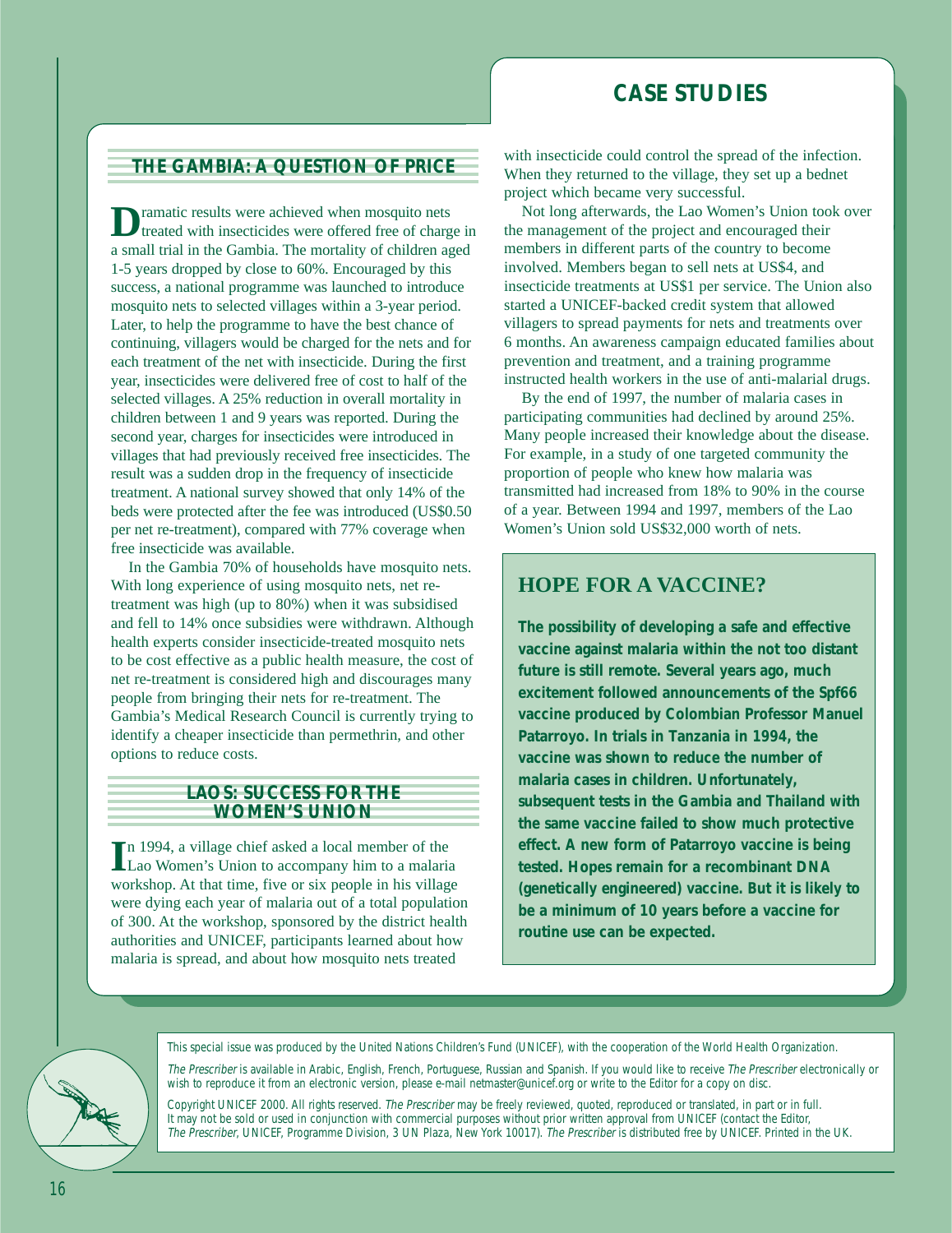# CASE STUDIES

## THE GAMBIA: A QUESTION OF PRICE

Dramatic results were achieved when mosquito nets treated with insecticides were offered free of charge in a small trial in the Gambia. The mortality of children aged 1-5 years dropped by close to 60%. Encouraged by this success, a national programme was launched to introduce mosquito nets to selected villages within a 3-year period. Later, to help the programme to have the best chance of continuing, villagers would be charged for the nets and for each treatment of the net with insecticide. During the first year, insecticides were delivered free of cost to half of the selected villages. A 25% reduction in overall mortality in children between 1 and 9 years was reported. During the second year, charges for insecticides were introduced in villages that had previously received free insecticides. The result was a sudden drop in the frequency of insecticide treatment. A national survey showed that only 14% of the beds were protected after the fee was introduced (US$0.50 per net re-treatment), compared with 77% coverage when free insecticide was available.

In the Gambia 70% of households have mosquito nets. With long experience of using mosquito nets, net re-treatment was high (up to 80%) when it was subsidised and fell to 14% once subsidies were withdrawn. Although health experts consider insecticide-treated mosquito nets to be cost effective as a public health measure, the cost of net re-treatment is considered high and discourages many people from bringing their nets for re-treatment. The Gambia's Medical Research Council is currently trying to identify a cheaper insecticide than permethrin, and other options to reduce costs.

## LAOS: SUCCESS FOR THE WOMEN'S UNION

In 1994, a village chief asked a local member of the Lao Women's Union to accompany him to a malaria workshop. At that time, five or six people in his village were dying each year of malaria out of a total population of 300. At the workshop, sponsored by the district health authorities and UNICEF, participants learned about how malaria is spread, and about how mosquito nets treated with insecticide could control the spread of the infection. When they returned to the village, they set up a bednet project which became very successful.

Not long afterwards, the Lao Women's Union took over the management of the project and encouraged their members in different parts of the country to become involved. Members began to sell nets at US$4, and insecticide treatments at US$1 per service. The Union also started a UNICEF-backed credit system that allowed villagers to spread payments for nets and treatments over 6 months. An awareness campaign educated families about prevention and treatment, and a training programme instructed health workers in the use of anti-malarial drugs.

By the end of 1997, the number of malaria cases in participating communities had declined by around 25%. Many people increased their knowledge about the disease. For example, in a study of one targeted community the proportion of people who knew how malaria was transmitted had increased from 18% to 90% in the course of a year. Between 1994 and 1997, members of the Lao Women's Union sold US$32,000 worth of nets.

## HOPE FOR A VACCINE?

**The possibility of developing a safe and effective vaccine against malaria within the not too distant future is still remote. Several years ago, much excitement followed announcements of the Spf66 vaccine produced by Colombian Professor Manuel Patarroyo. In trials in Tanzania in 1994, the vaccine was shown to reduce the number of malaria cases in children. Unfortunately, subsequent tests in the Gambia and Thailand with the same vaccine failed to show much protective effect. A new form of Patarroyo vaccine is being tested. Hopes remain for a recombinant DNA (genetically engineered) vaccine. But it is likely to be a minimum of 10 years before a vaccine for routine use can be expected.**

---

This special issue was produced by the United Nations Children's Fund (UNICEF), with the cooperation of the World Health Organization.

*The Prescriber* is available in Arabic, English, French, Portuguese, Russian and Spanish. If you would like to receive *The Prescriber* electronically or wish to reproduce it from an electronic version, please e-mail netmaster@unicef.org or write to the Editor for a copy on disc.

Copyright UNICEF 2000. All rights reserved. *The Prescriber* may be freely reviewed, quoted, reproduced or translated, in part or in full. It may not be sold or used in conjunction with commercial purposes without prior written approval from UNICEF (contact the Editor, *The Prescriber*, UNICEF, Programme Division, 3 UN Plaza, New York 10017). *The Prescriber* is distributed free by UNICEF. Printed in the UK.